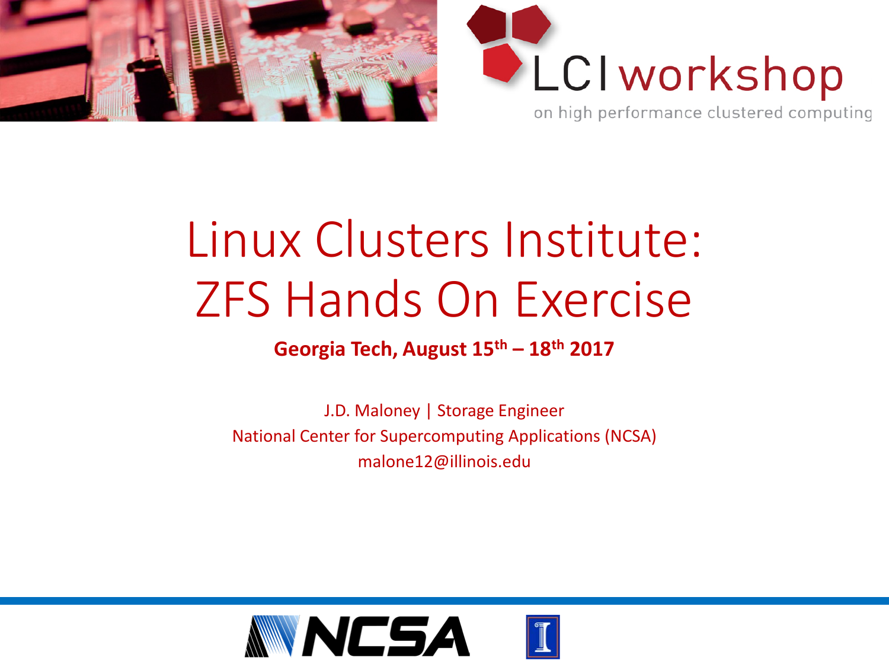LCI workshop

on high performance clustered computing

# Linux Clusters Institute: ZFS Hands On Exercise

**Georgia Tech, August 15th – 18th 2017**

J.D. Maloney | Storage Engineer

National Center for Supercomputing Applications (NCSA)

malone12@illinois.edu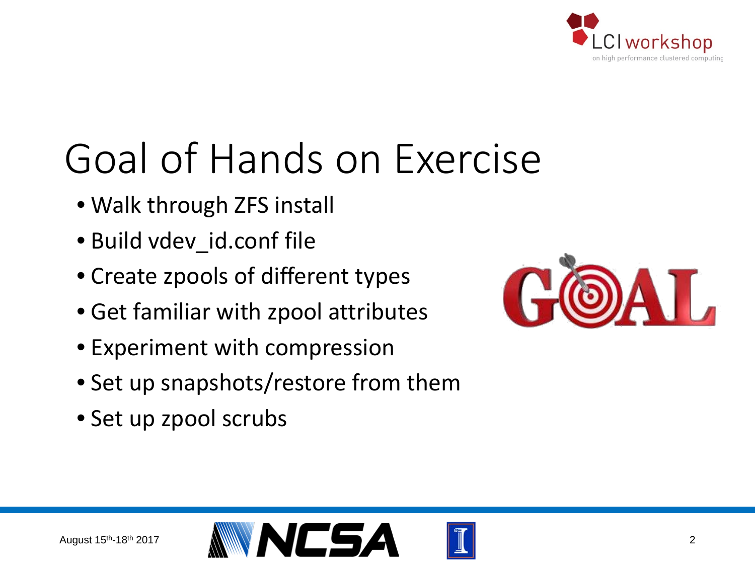# Goal of Hands on Exercise

- Walk through ZFS install
- Build vdev_id.conf file
- Create zpools of different types
- Get familiar with zpool attributes
- Experiment with compression
- Set up snapshots/restore from them
- Set up zpool scrubs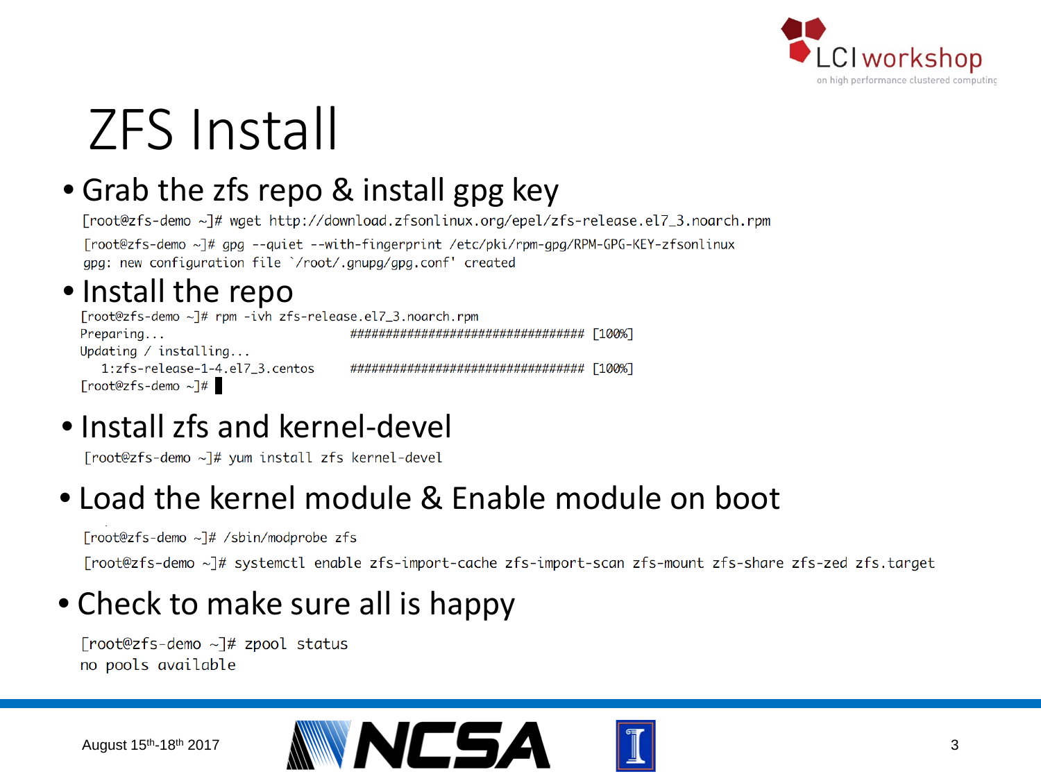# ZFS Install

- Grab the zfs repo & install gpg key

```
[root@zfs-demo ~]# wget http://download.zfsonlinux.org/epel/zfs-release.el7_3.noarch.rpm
[root@zfs-demo ~]# gpg --quiet --with-fingerprint /etc/pki/rpm-gpg/RPM-GPG-KEY-zfsonlinux
gpg: new configuration file `/root/.gnupg/gpg.conf' created
```

- Install the repo

```
[root@zfs-demo ~]# rpm -ivh zfs-release.el7_3.noarch.rpm
Preparing...                          ################################# [100%]
Updating / installing...
   1:zfs-release-1-4.el7_3.centos     ################################# [100%]
[root@zfs-demo ~]#
```

- Install zfs and kernel-devel

```
[root@zfs-demo ~]# yum install zfs kernel-devel
```

- Load the kernel module & Enable module on boot

```
[root@zfs-demo ~]# /sbin/modprobe zfs
[root@zfs-demo ~]# systemctl enable zfs-import-cache zfs-import-scan zfs-mount zfs-share zfs-zed zfs.target
```

- Check to make sure all is happy

```
[root@zfs-demo ~]# zpool status
no pools available
```

August 15th-18th 2017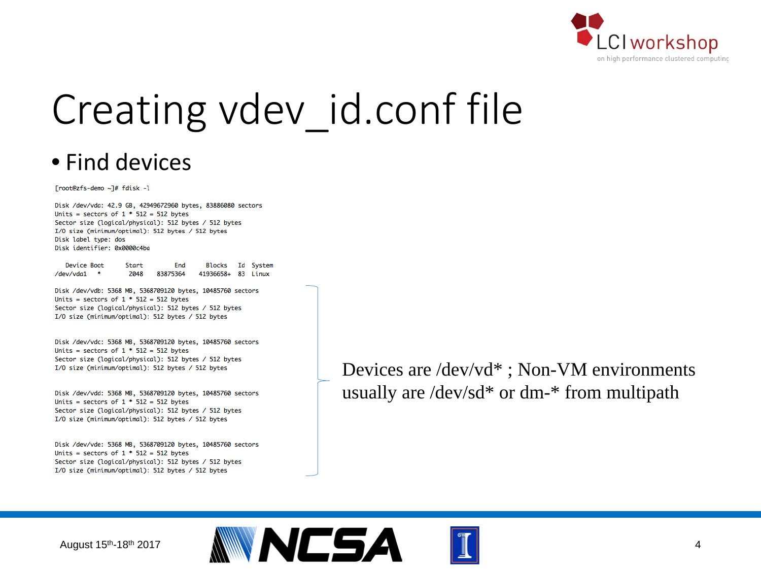# Creating vdev_id.conf file

- Find devices

```
[root@zfs-demo ~]# fdisk -l

Disk /dev/vda: 42.9 GB, 42949672960 bytes, 83886080 sectors
Units = sectors of 1 * 512 = 512 bytes
Sector size (logical/physical): 512 bytes / 512 bytes
I/O size (minimum/optimal): 512 bytes / 512 bytes
Disk label type: dos
Disk identifier: 0x0000c4ba

   Device Boot      Start         End      Blocks   Id  System
/dev/vda1   *        2048    83875364    41936658+  83  Linux

Disk /dev/vdb: 5368 MB, 5368709120 bytes, 10485760 sectors
Units = sectors of 1 * 512 = 512 bytes
Sector size (logical/physical): 512 bytes / 512 bytes
I/O size (minimum/optimal): 512 bytes / 512 bytes


Disk /dev/vdc: 5368 MB, 5368709120 bytes, 10485760 sectors
Units = sectors of 1 * 512 = 512 bytes
Sector size (logical/physical): 512 bytes / 512 bytes
I/O size (minimum/optimal): 512 bytes / 512 bytes


Disk /dev/vdd: 5368 MB, 5368709120 bytes, 10485760 sectors
Units = sectors of 1 * 512 = 512 bytes
Sector size (logical/physical): 512 bytes / 512 bytes
I/O size (minimum/optimal): 512 bytes / 512 bytes


Disk /dev/vde: 5368 MB, 5368709120 bytes, 10485760 sectors
Units = sectors of 1 * 512 = 512 bytes
Sector size (logical/physical): 512 bytes / 512 bytes
I/O size (minimum/optimal): 512 bytes / 512 bytes
```

Devices are /dev/vd* ; Non-VM environments usually are /dev/sd* or dm-* from multipath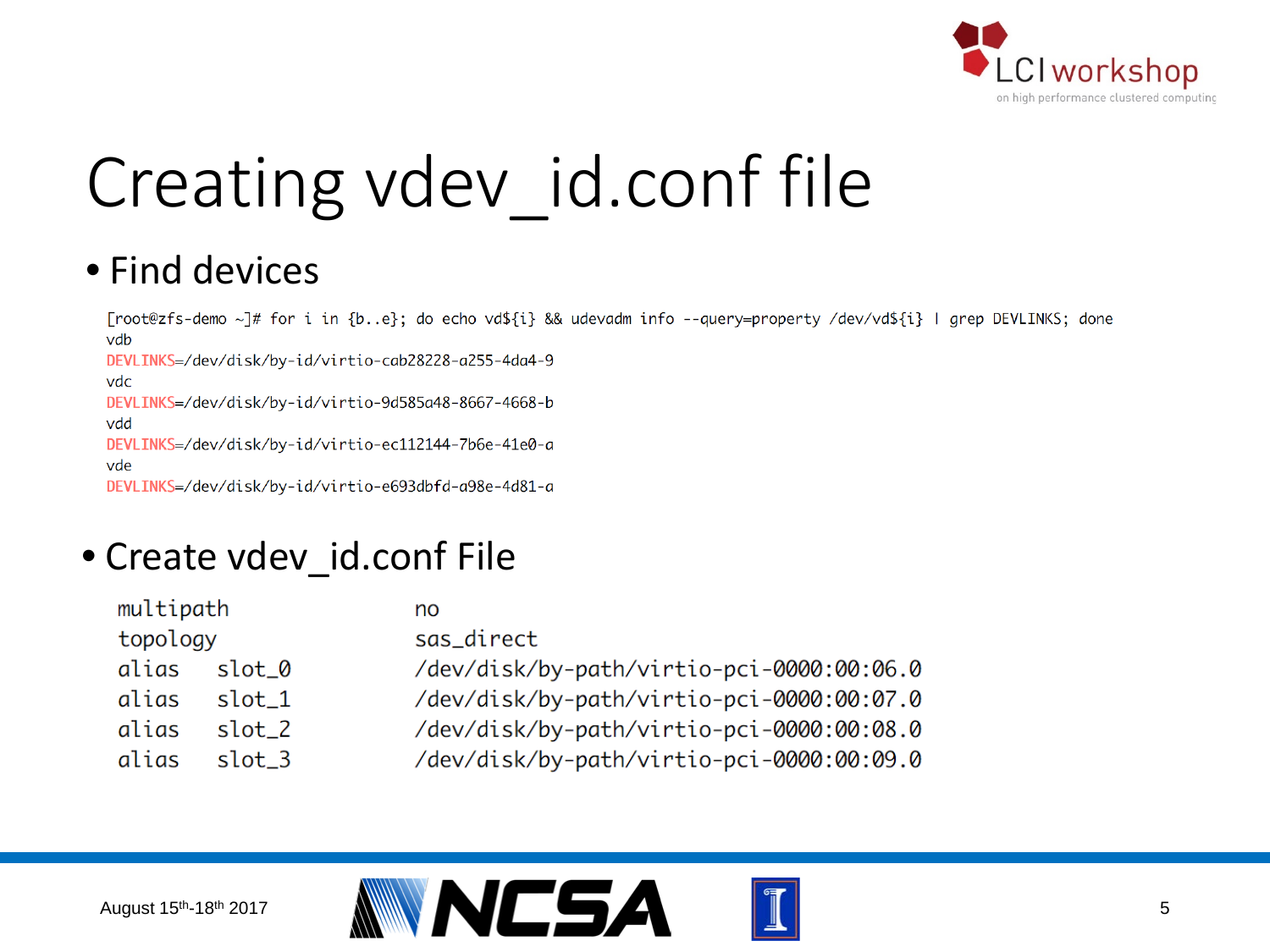# Creating vdev_id.conf file

- Find devices

```
[root@zfs-demo ~]# for i in {b..e}; do echo vd${i} && udevadm info --query=property /dev/vd${i} | grep DEVLINKS; done
vdb
DEVLINKS=/dev/disk/by-id/virtio-cab28228-a255-4da4-9
vdc
DEVLINKS=/dev/disk/by-id/virtio-9d585a48-8667-4668-b
vdd
DEVLINKS=/dev/disk/by-id/virtio-ec112144-7b6e-41e0-a
vde
DEVLINKS=/dev/disk/by-id/virtio-e693dbfd-a98e-4d81-a
```

- Create vdev_id.conf File

```
multipath           no
topology            sas_direct
alias    slot_0     /dev/disk/by-path/virtio-pci-0000:00:06.0
alias    slot_1     /dev/disk/by-path/virtio-pci-0000:00:07.0
alias    slot_2     /dev/disk/by-path/virtio-pci-0000:00:08.0
alias    slot_3     /dev/disk/by-path/virtio-pci-0000:00:09.0
```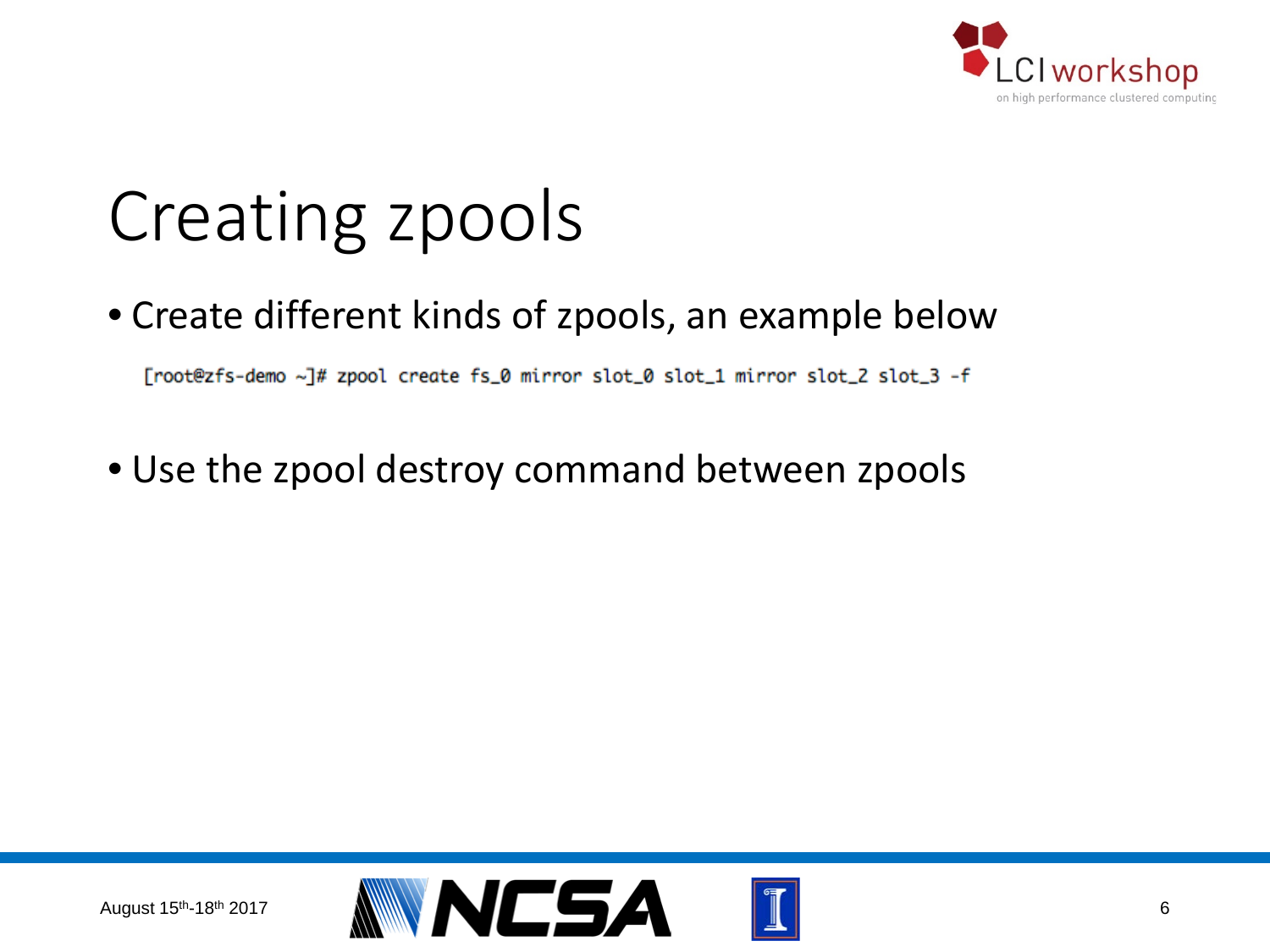# Creating zpools

- Create different kinds of zpools, an example below

```
[root@zfs-demo ~]# zpool create fs_0 mirror slot_0 slot_1 mirror slot_2 slot_3 -f
```

- Use the zpool destroy command between zpools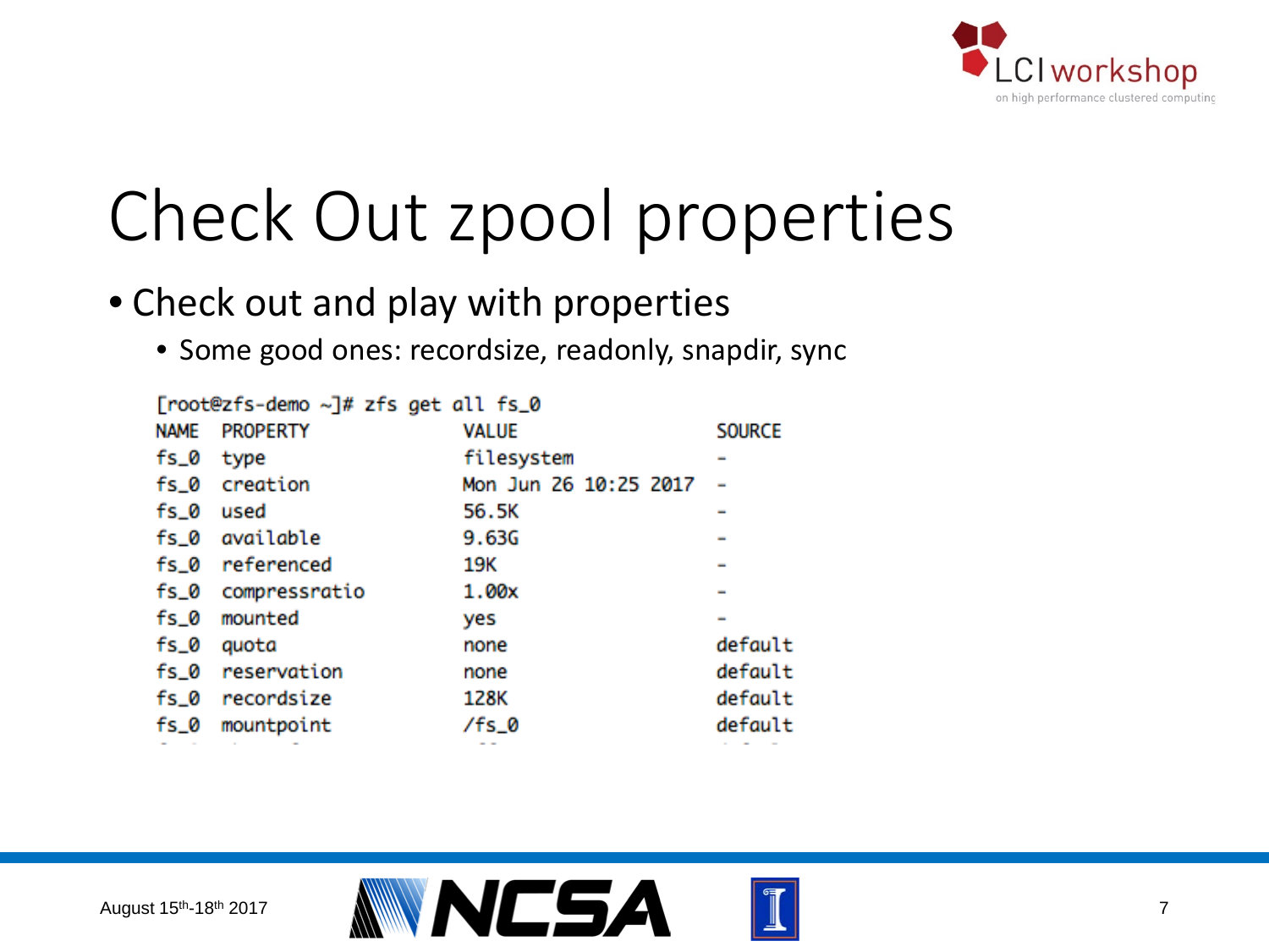# Check Out zpool properties

- Check out and play with properties
  - Some good ones: recordsize, readonly, snapdir, sync

```
[root@zfs-demo ~]# zfs get all fs_0
NAME  PROPERTY         VALUE                  SOURCE
fs_0  type             filesystem             -
fs_0  creation         Mon Jun 26 10:25 2017  -
fs_0  used             56.5K                  -
fs_0  available        9.63G                  -
fs_0  referenced       19K                    -
fs_0  compressratio    1.00x                  -
fs_0  mounted          yes                    -
fs_0  quota            none                   default
fs_0  reservation      none                   default
fs_0  recordsize       128K                   default
fs_0  mountpoint       /fs_0                  default
```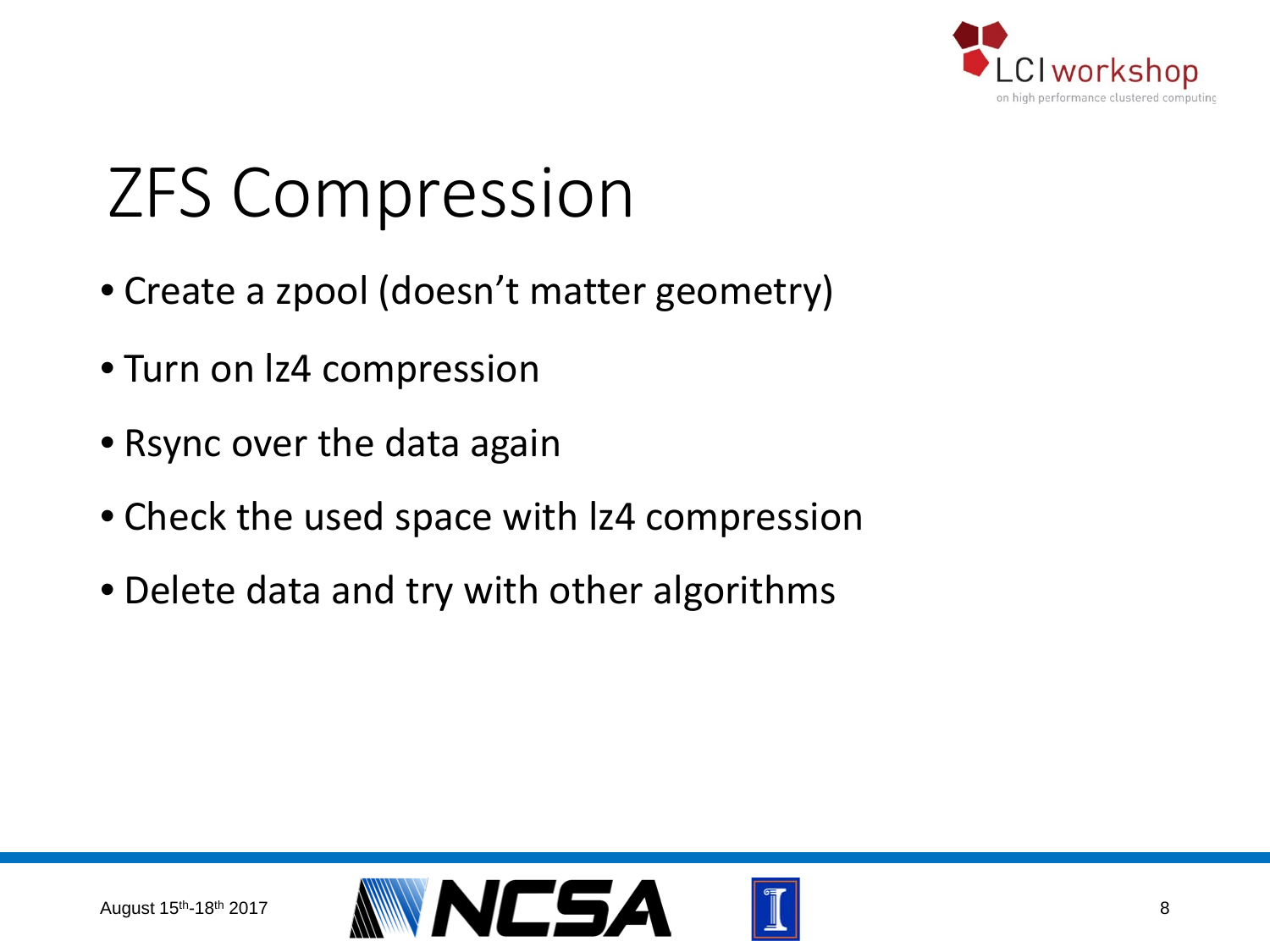# ZFS Compression

- Create a zpool (doesn't matter geometry)
- Turn on lz4 compression
- Rsync over the data again
- Check the used space with lz4 compression
- Delete data and try with other algorithms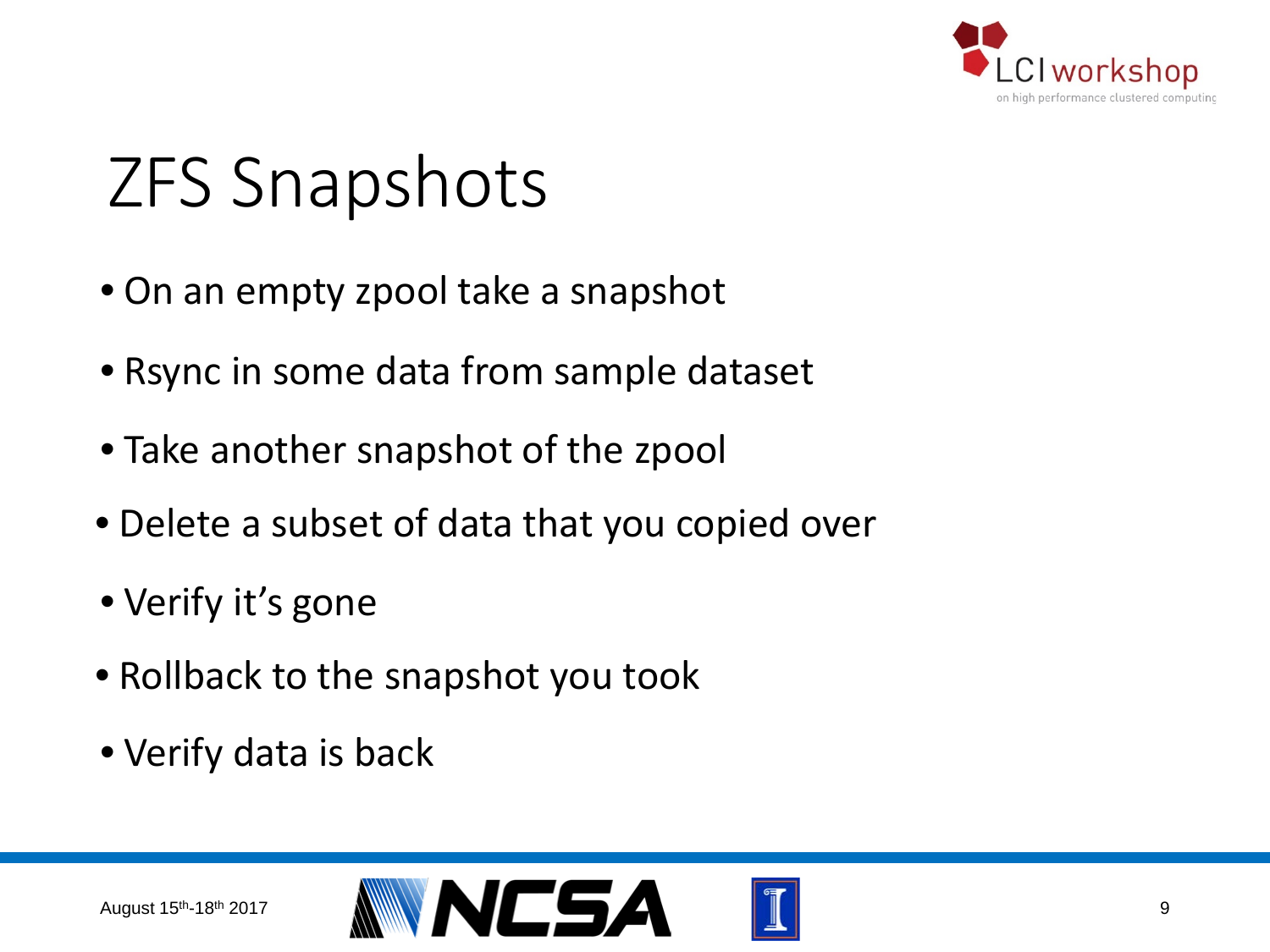# ZFS Snapshots

- On an empty zpool take a snapshot
- Rsync in some data from sample dataset
- Take another snapshot of the zpool
- Delete a subset of data that you copied over
- Verify it's gone
- Rollback to the snapshot you took
- Verify data is back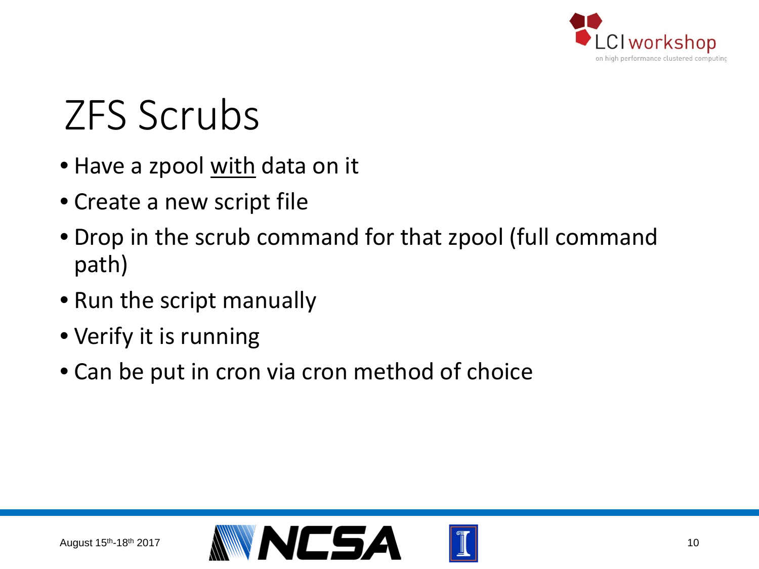# ZFS Scrubs

- Have a zpool <u>with</u> data on it
- Create a new script file
- Drop in the scrub command for that zpool (full command path)
- Run the script manually
- Verify it is running
- Can be put in cron via cron method of choice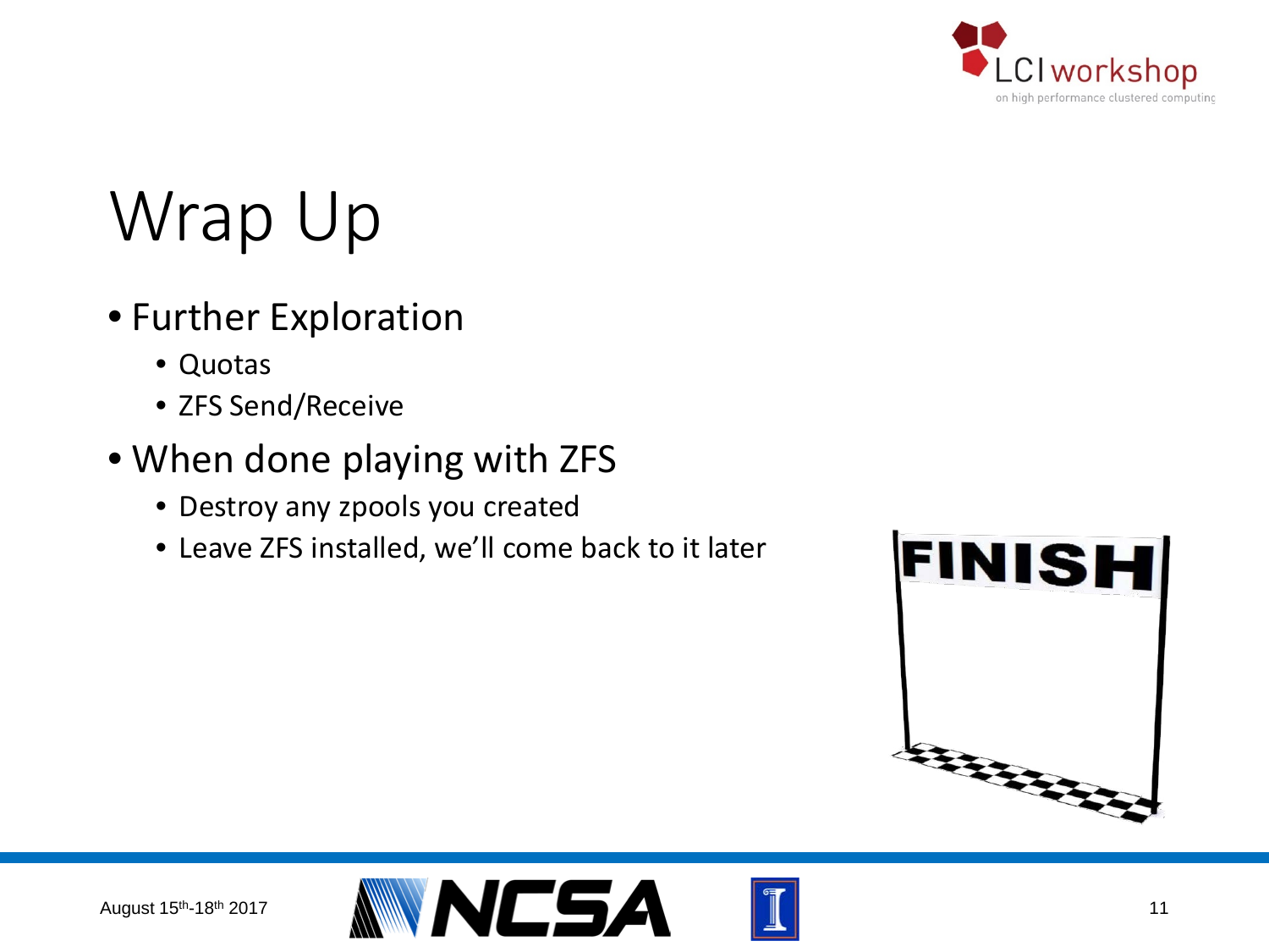# Wrap Up

- Further Exploration
  - Quotas
  - ZFS Send/Receive
- When done playing with ZFS
  - Destroy any zpools you created
  - Leave ZFS installed, we'll come back to it later